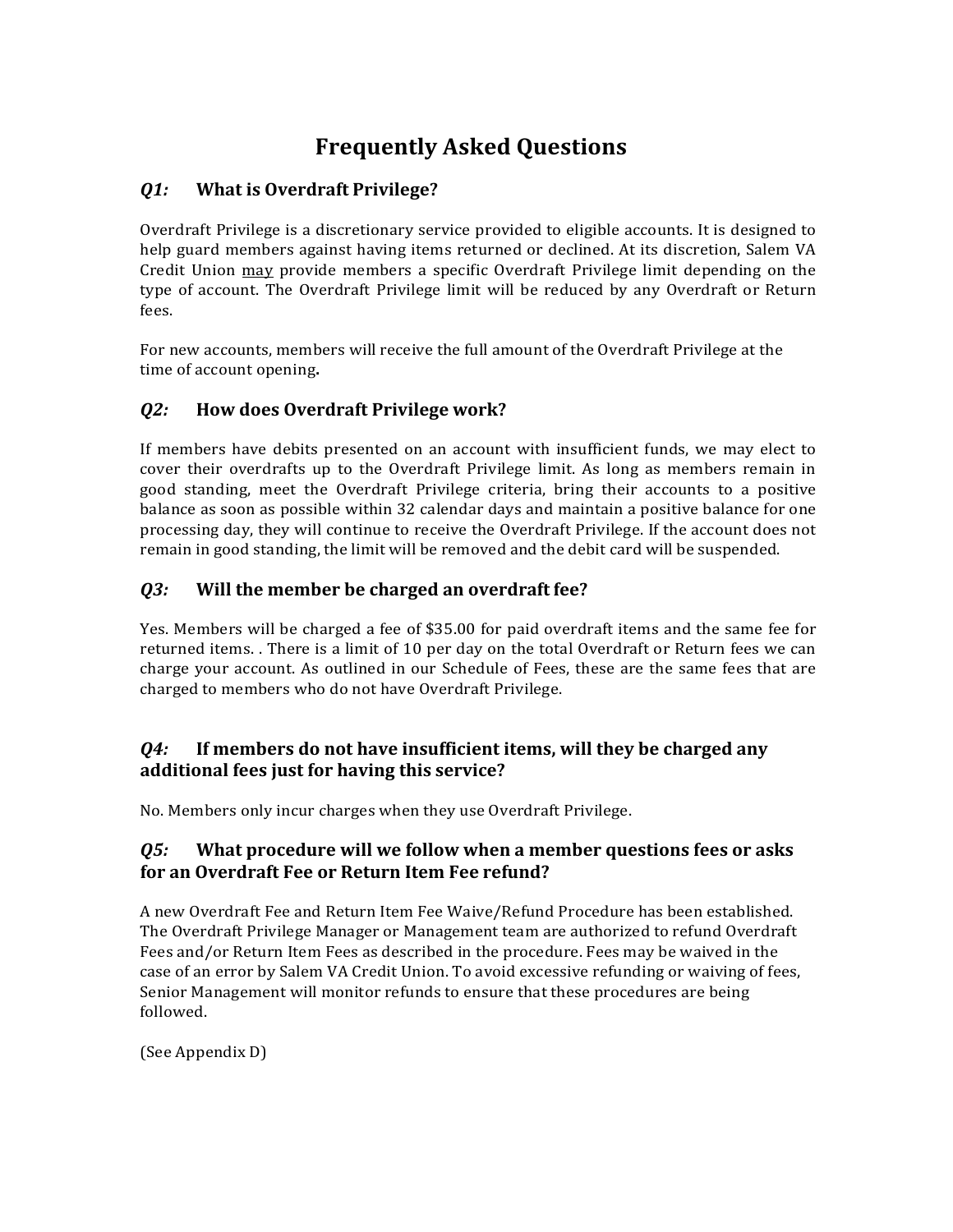# Frequently Asked Questions

## *Q1:* What is Overdraft Privilege?

Overdraft Privilege is a discretionary service provided to eligible accounts. It is designed to help guard members against having items returned or declined. At its discretion, Salem VA Credit Union may provide members a specific Overdraft Privilege limit depending on the type of account. The Overdraft Privilege limit will be reduced by any Overdraft or Return fees.

For new accounts, members will receive the full amount of the Overdraft Privilege at the time of account opening**.**

## *Q2:* How does Overdraft Privilege work?

If members have debits presented on an account with insufficient funds, we may elect to cover their overdrafts up to the Overdraft Privilege limit. As long as members remain in good standing, meet the Overdraft Privilege criteria, bring their accounts to a positive balance as soon as possible within 32 calendar days and maintain a positive balance for one processing day, they will continue to receive the Overdraft Privilege. If the account does not remain in good standing, the limit will be removed and the debit card will be suspended.

## *Q3:* Will the member be charged an overdraft fee?

Yes. Members will be charged a fee of $35.00 for paid overdraft items and the same fee for returned items. . There is a limit of 10 per day on the total Overdraft or Return fees we can charge your account. As outlined in our Schedule of Fees, these are the same fees that are charged to members who do not have Overdraft Privilege.

## *Q4:* If members do not have insufficient items, will they be charged any additional fees just for having this service?

No. Members only incur charges when they use Overdraft Privilege.

## *Q5:* What procedure will we follow when a member questions fees or asks for an Overdraft Fee or Return Item Fee refund?

A new Overdraft Fee and Return Item Fee Waive/Refund Procedure has been established. The Overdraft Privilege Manager or Management team are authorized to refund Overdraft Fees and/or Return Item Fees as described in the procedure. Fees may be waived in the case of an error by Salem VA Credit Union. To avoid excessive refunding or waiving of fees, Senior Management will monitor refunds to ensure that these procedures are being followed.

(See Appendix D)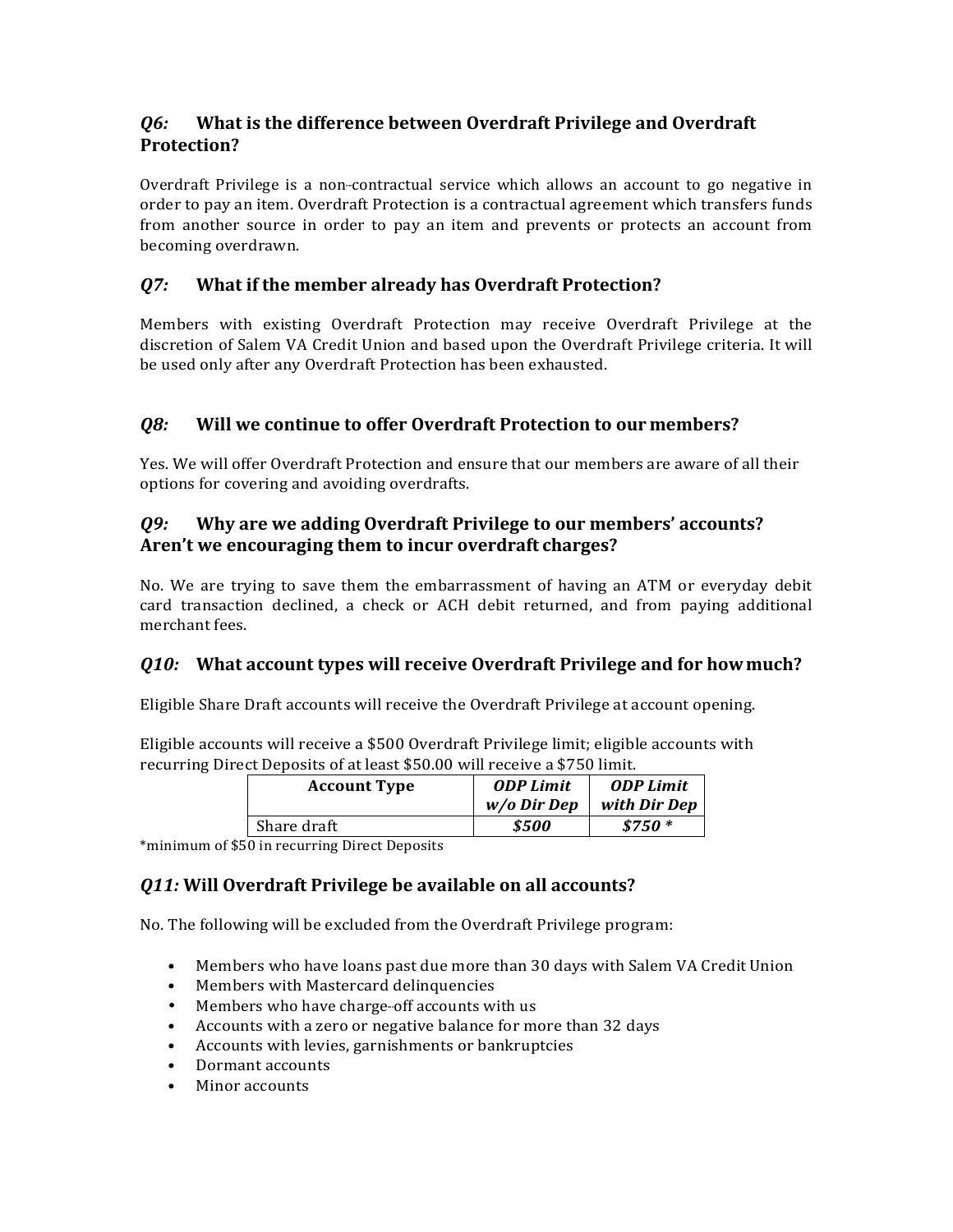### *Q6:* What is the difference between Overdraft Privilege and Overdraft Protection?

Overdraft Privilege is a non-contractual service which allows an account to go negative in order to pay an item. Overdraft Protection is a contractual agreement which transfers funds from another source in order to pay an item and prevents or protects an account from becoming overdrawn.

### *Q7:* What if the member already has Overdraft Protection?

Members with existing Overdraft Protection may receive Overdraft Privilege at the discretion of Salem VA Credit Union and based upon the Overdraft Privilege criteria. It will be used only after any Overdraft Protection has been exhausted.

### *Q8:* Will we continue to offer Overdraft Protection to our members?

Yes. We will offer Overdraft Protection and ensure that our members are aware of all their options for covering and avoiding overdrafts.

### *Q9:* Why are we adding Overdraft Privilege to our members' accounts? Aren't we encouraging them to incur overdraft charges?

No. We are trying to save them the embarrassment of having an ATM or everyday debit card transaction declined, a check or ACH debit returned, and from paying additional merchant fees.

### *Q10:* What account types will receive Overdraft Privilege and for how much?

Eligible Share Draft accounts will receive the Overdraft Privilege at account opening.

Eligible accounts will receive a $500 Overdraft Privilege limit; eligible accounts with recurring Direct Deposits of at least $50.00 will receive a $750 limit.

| Account Type | *ODP Limit w/o Dir Dep* | *ODP Limit with Dir Dep* |
|---|---|---|
| Share draft | ***$500*** | ***$750 **** |

*minimum of $50 in recurring Direct Deposits

### *Q11:* Will Overdraft Privilege be available on all accounts?

No. The following will be excluded from the Overdraft Privilege program:

- Members who have loans past due more than 30 days with Salem VA Credit Union
- Members with Mastercard delinquencies
- Members who have charge-off accounts with us
- Accounts with a zero or negative balance for more than 32 days
- Accounts with levies, garnishments or bankruptcies
- Dormant accounts
- Minor accounts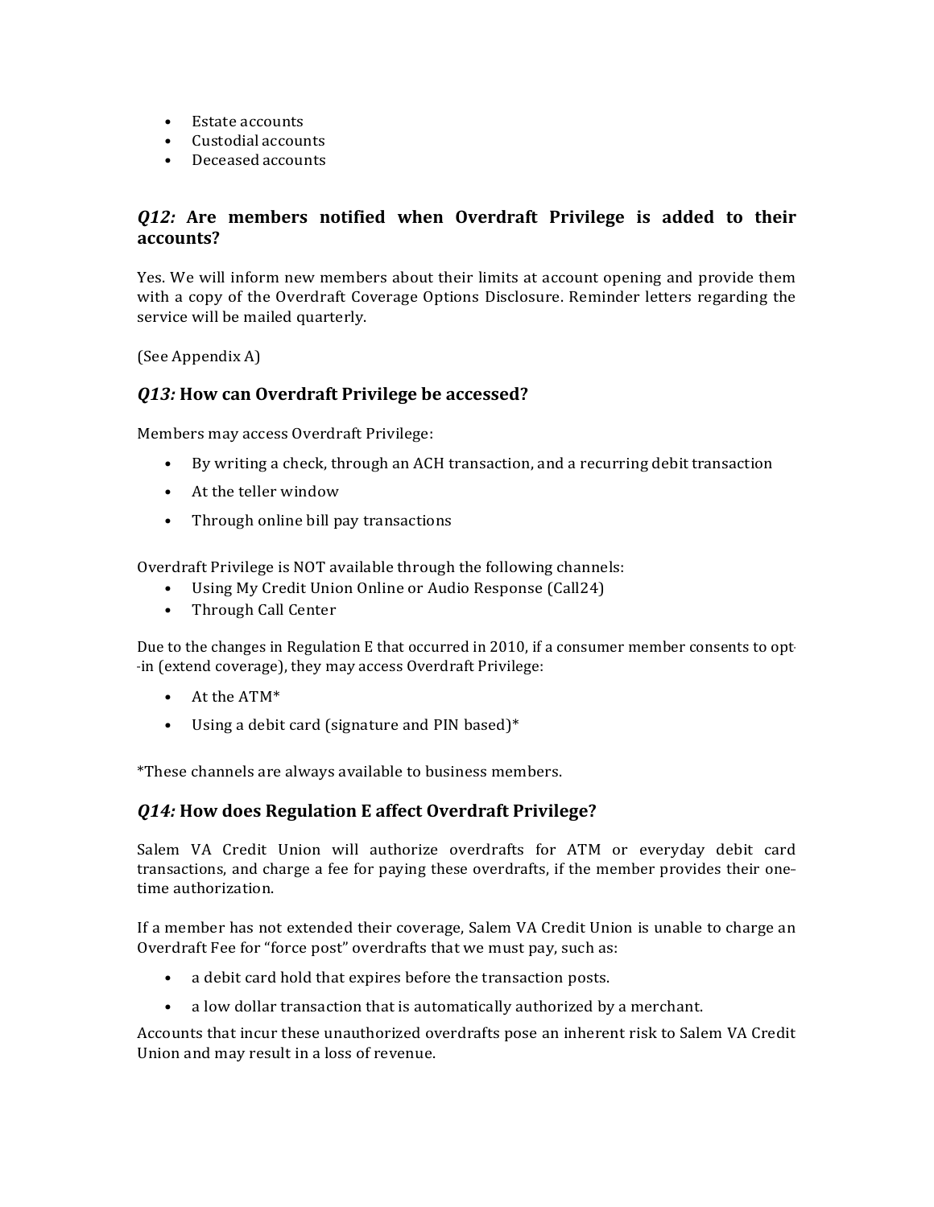- Estate accounts
- Custodial accounts
- Deceased accounts

### *Q12:* Are members notified when Overdraft Privilege is added to their accounts?

Yes. We will inform new members about their limits at account opening and provide them with a copy of the Overdraft Coverage Options Disclosure. Reminder letters regarding the service will be mailed quarterly.

(See Appendix A)

### *Q13:* How can Overdraft Privilege be accessed?

Members may access Overdraft Privilege:

- By writing a check, through an ACH transaction, and a recurring debit transaction
- At the teller window
- Through online bill pay transactions

Overdraft Privilege is NOT available through the following channels:

- Using My Credit Union Online or Audio Response (Call24)
- Through Call Center

Due to the changes in Regulation E that occurred in 2010, if a consumer member consents to opt-in (extend coverage), they may access Overdraft Privilege:

- At the ATM*
- Using a debit card (signature and PIN based)*

*These channels are always available to business members.

### *Q14:* How does Regulation E affect Overdraft Privilege?

Salem VA Credit Union will authorize overdrafts for ATM or everyday debit card transactions, and charge a fee for paying these overdrafts, if the member provides their one-time authorization.

If a member has not extended their coverage, Salem VA Credit Union is unable to charge an Overdraft Fee for "force post" overdrafts that we must pay, such as:

- a debit card hold that expires before the transaction posts.
- a low dollar transaction that is automatically authorized by a merchant.

Accounts that incur these unauthorized overdrafts pose an inherent risk to Salem VA Credit Union and may result in a loss of revenue.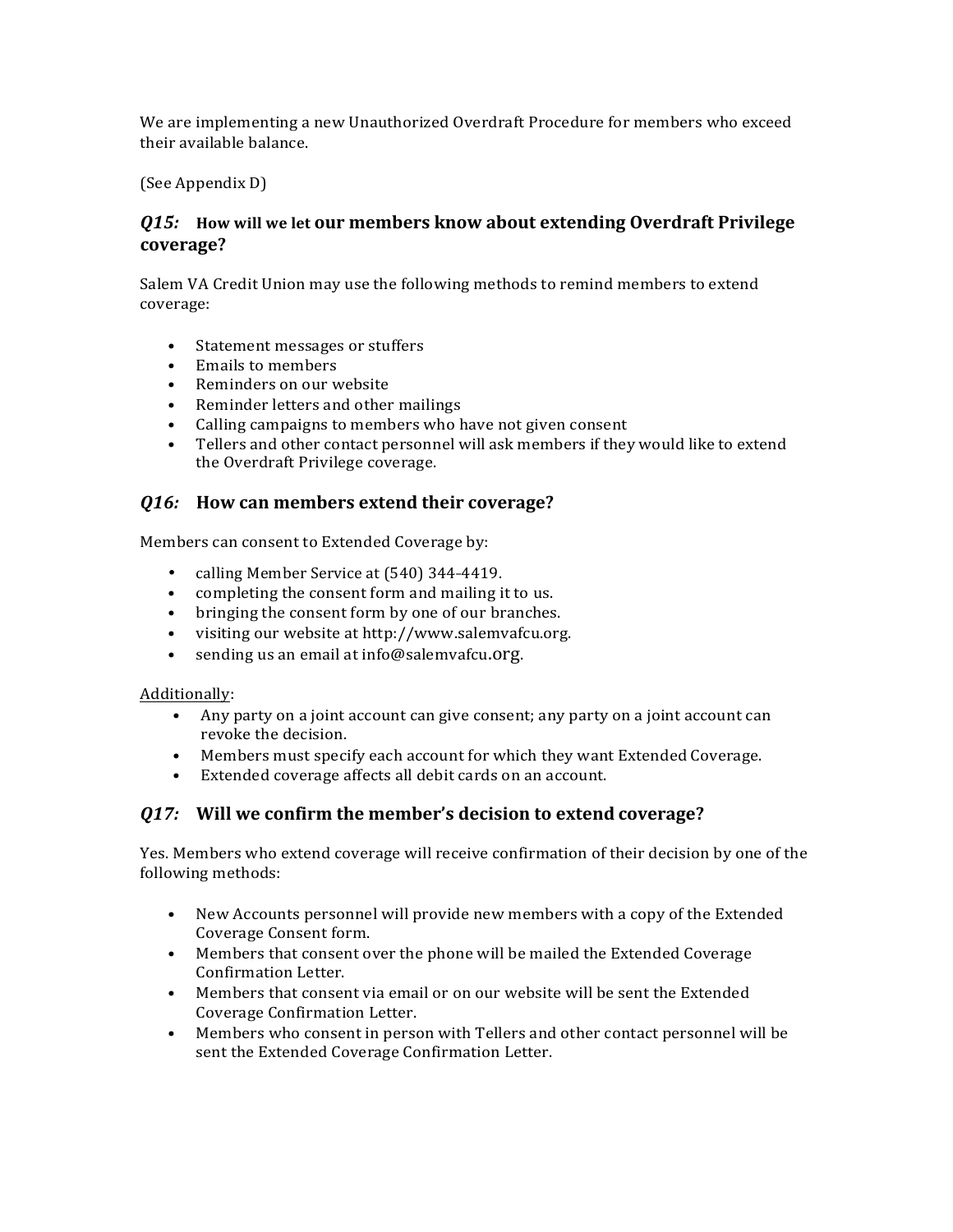We are implementing a new Unauthorized Overdraft Procedure for members who exceed their available balance.

(See Appendix D)

### *Q15:* How will we let our members know about extending Overdraft Privilege coverage?

Salem VA Credit Union may use the following methods to remind members to extend coverage:

- Statement messages or stuffers
- Emails to members
- Reminders on our website
- Reminder letters and other mailings
- Calling campaigns to members who have not given consent
- Tellers and other contact personnel will ask members if they would like to extend the Overdraft Privilege coverage.

### *Q16:* How can members extend their coverage?

Members can consent to Extended Coverage by:

- calling Member Service at (540) 344-4419.
- completing the consent form and mailing it to us.
- bringing the consent form by one of our branches.
- visiting our website at http://www.salemvafcu.org.
- sending us an email at info@salemvafcu.org.

<u>Additionally</u>:

- Any party on a joint account can give consent; any party on a joint account can revoke the decision.
- Members must specify each account for which they want Extended Coverage.
- Extended coverage affects all debit cards on an account.

### *Q17:* Will we confirm the member's decision to extend coverage?

Yes. Members who extend coverage will receive confirmation of their decision by one of the following methods:

- New Accounts personnel will provide new members with a copy of the Extended Coverage Consent form.
- Members that consent over the phone will be mailed the Extended Coverage Confirmation Letter.
- Members that consent via email or on our website will be sent the Extended Coverage Confirmation Letter.
- Members who consent in person with Tellers and other contact personnel will be sent the Extended Coverage Confirmation Letter.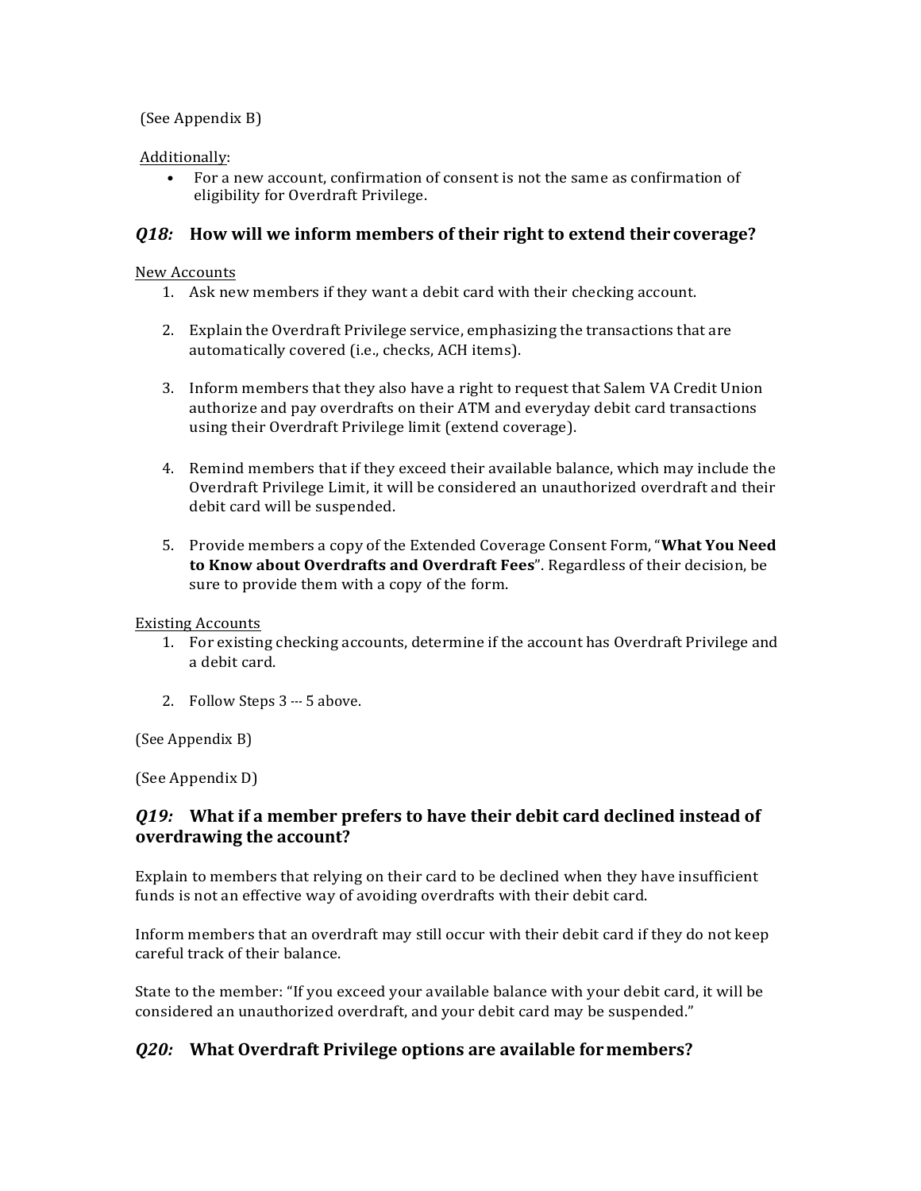(See Appendix B)

Additionally:

- For a new account, confirmation of consent is not the same as confirmation of eligibility for Overdraft Privilege.

### *Q18:* How will we inform members of their right to extend their coverage?

New Accounts

1. Ask new members if they want a debit card with their checking account.
2. Explain the Overdraft Privilege service, emphasizing the transactions that are automatically covered (i.e., checks, ACH items).
3. Inform members that they also have a right to request that Salem VA Credit Union authorize and pay overdrafts on their ATM and everyday debit card transactions using their Overdraft Privilege limit (extend coverage).
4. Remind members that if they exceed their available balance, which may include the Overdraft Privilege Limit, it will be considered an unauthorized overdraft and their debit card will be suspended.
5. Provide members a copy of the Extended Coverage Consent Form, "**What You Need to Know about Overdrafts and Overdraft Fees**". Regardless of their decision, be sure to provide them with a copy of the form.

Existing Accounts

1. For existing checking accounts, determine if the account has Overdraft Privilege and a debit card.
2. Follow Steps 3 --- 5 above.

(See Appendix B)

(See Appendix D)

### *Q19:* What if a member prefers to have their debit card declined instead of overdrawing the account?

Explain to members that relying on their card to be declined when they have insufficient funds is not an effective way of avoiding overdrafts with their debit card.

Inform members that an overdraft may still occur with their debit card if they do not keep careful track of their balance.

State to the member: "If you exceed your available balance with your debit card, it will be considered an unauthorized overdraft, and your debit card may be suspended."

### *Q20:* What Overdraft Privilege options are available for members?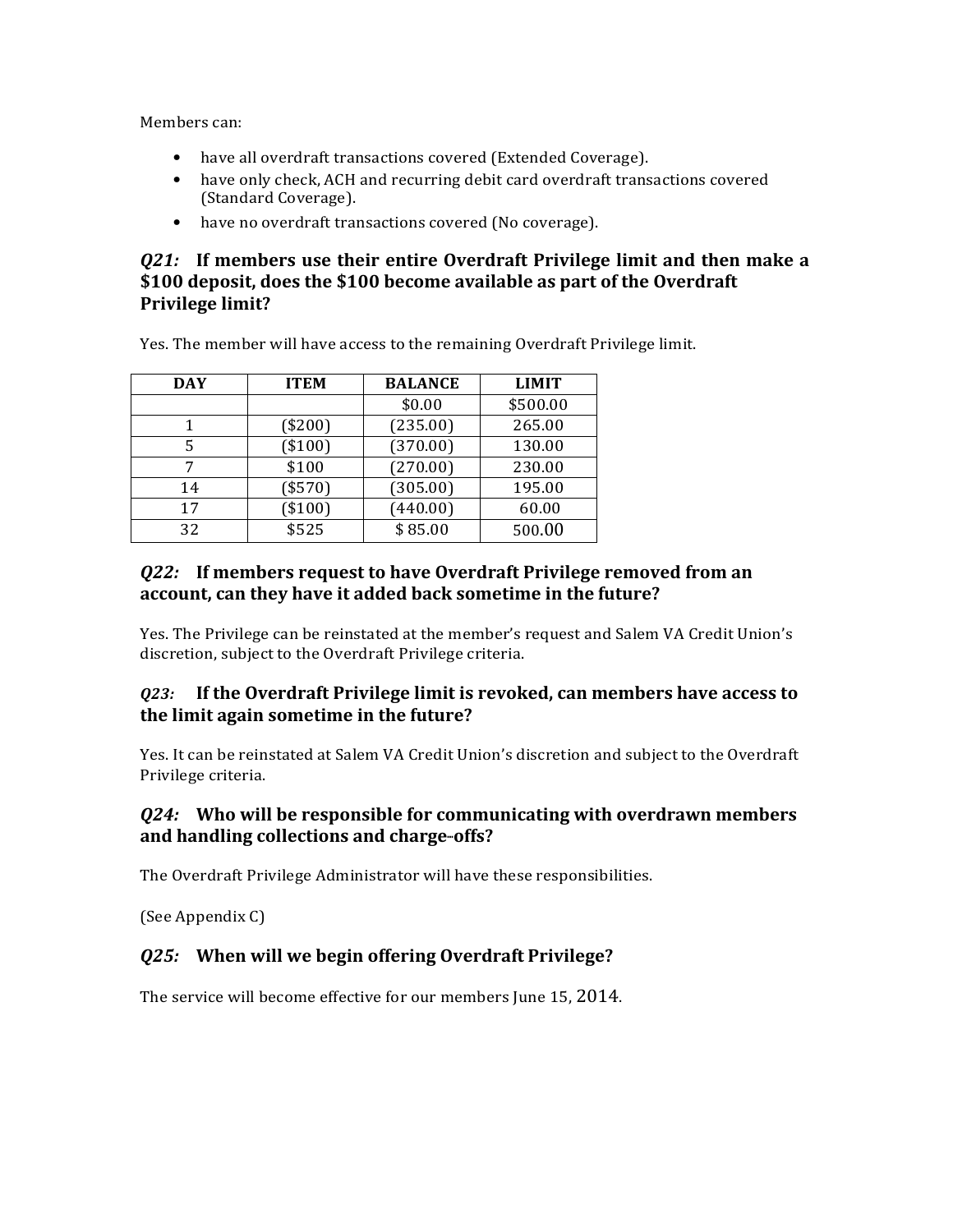Members can:

- have all overdraft transactions covered (Extended Coverage).
- have only check, ACH and recurring debit card overdraft transactions covered (Standard Coverage).
- have no overdraft transactions covered (No coverage).

### *Q21:* If members use their entire Overdraft Privilege limit and then make a $100 deposit, does the $100 become available as part of the Overdraft Privilege limit?

Yes. The member will have access to the remaining Overdraft Privilege limit.

| DAY | ITEM | BALANCE | LIMIT |
|---|---|---|---|
| | | $0.00 | $500.00 |
| 1 | ($200) | (235.00) | 265.00 |
| 5 | ($100) | (370.00) | 130.00 |
| 7 | $100 | (270.00) | 230.00 |
| 14 | ($570) | (305.00) | 195.00 |
| 17 | ($100) | (440.00) | 60.00 |
| 32 | $525 | $ 85.00 | 500.00 |

### *Q22:* If members request to have Overdraft Privilege removed from an account, can they have it added back sometime in the future?

Yes. The Privilege can be reinstated at the member's request and Salem VA Credit Union's discretion, subject to the Overdraft Privilege criteria.

### *Q23:* If the Overdraft Privilege limit is revoked, can members have access to the limit again sometime in the future?

Yes. It can be reinstated at Salem VA Credit Union's discretion and subject to the Overdraft Privilege criteria.

### *Q24:* Who will be responsible for communicating with overdrawn members and handling collections and charge-offs?

The Overdraft Privilege Administrator will have these responsibilities.

(See Appendix C)

### *Q25:* When will we begin offering Overdraft Privilege?

The service will become effective for our members June 15, 2014.